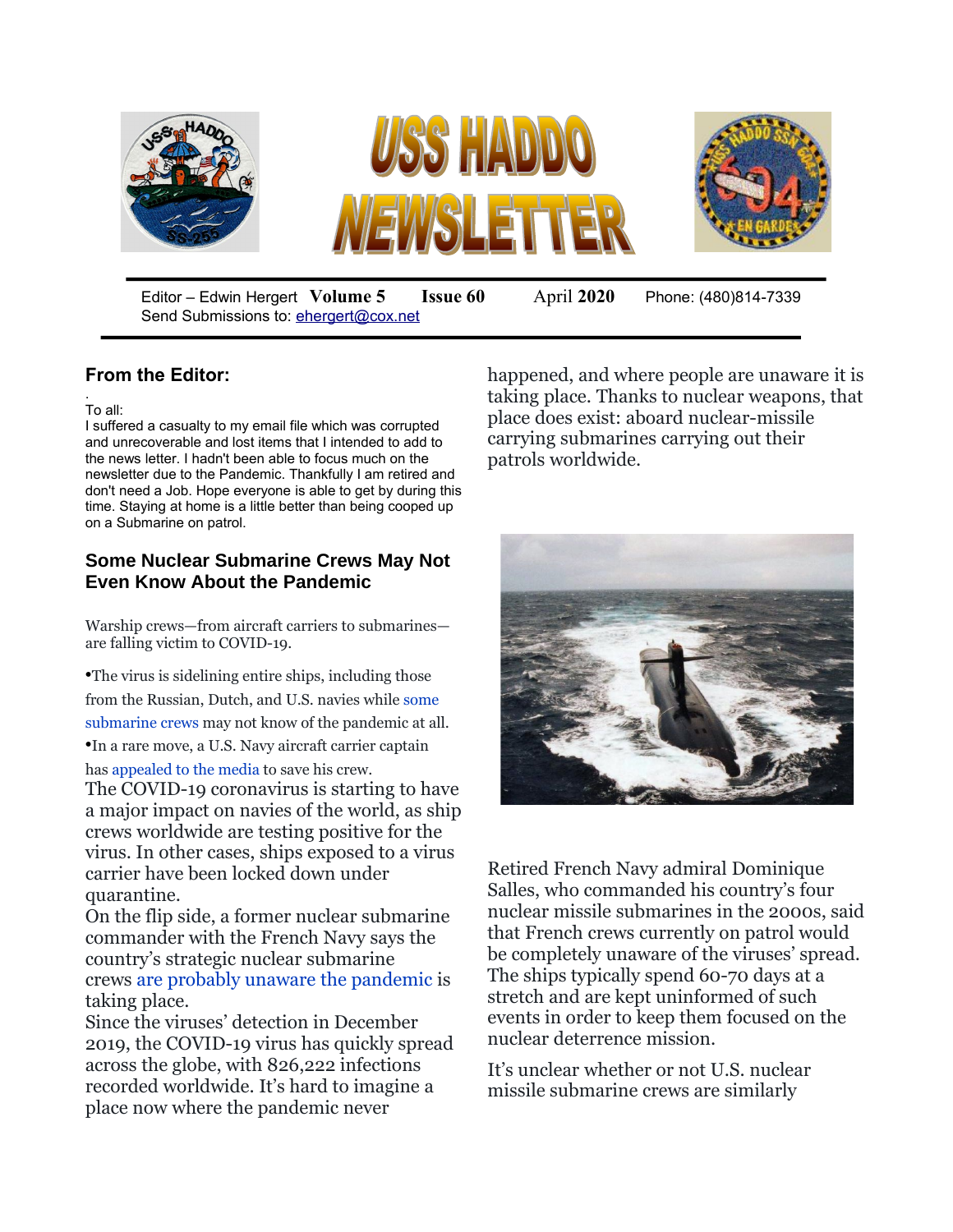# USS HADDO NEWSLETTER

Editor – Edwin Hergert **Volume 5** **Issue 60** April **2020** Phone: (480)814-7339
Send Submissions to: ehergert@cox.net

## From the Editor:

.
To all:
I suffered a casualty to my email file which was corrupted and unrecoverable and lost items that I intended to add to the news letter. I hadn't been able to focus much on the newsletter due to the Pandemic. Thankfully I am retired and don't need a Job. Hope everyone is able to get by during this time. Staying at home is a little better than being cooped up on a Submarine on patrol.

## Some Nuclear Submarine Crews May Not Even Know About the Pandemic

Warship crews—from aircraft carriers to submarines—are falling victim to COVID-19.

- The virus is sidelining entire ships, including those from the Russian, Dutch, and U.S. navies while some submarine crews may not know of the pandemic at all.
- In a rare move, a U.S. Navy aircraft carrier captain has appealed to the media to save his crew.

The COVID-19 coronavirus is starting to have a major impact on navies of the world, as ship crews worldwide are testing positive for the virus. In other cases, ships exposed to a virus carrier have been locked down under quarantine.

On the flip side, a former nuclear submarine commander with the French Navy says the country's strategic nuclear submarine crews are probably unaware the pandemic is taking place.

Since the viruses' detection in December 2019, the COVID-19 virus has quickly spread across the globe, with 826,222 infections recorded worldwide. It's hard to imagine a place now where the pandemic never happened, and where people are unaware it is taking place. Thanks to nuclear weapons, that place does exist: aboard nuclear-missile carrying submarines carrying out their patrols worldwide.

Retired French Navy admiral Dominique Salles, who commanded his country's four nuclear missile submarines in the 2000s, said that French crews currently on patrol would be completely unaware of the viruses' spread. The ships typically spend 60-70 days at a stretch and are kept uninformed of such events in order to keep them focused on the nuclear deterrence mission.

It's unclear whether or not U.S. nuclear missile submarine crews are similarly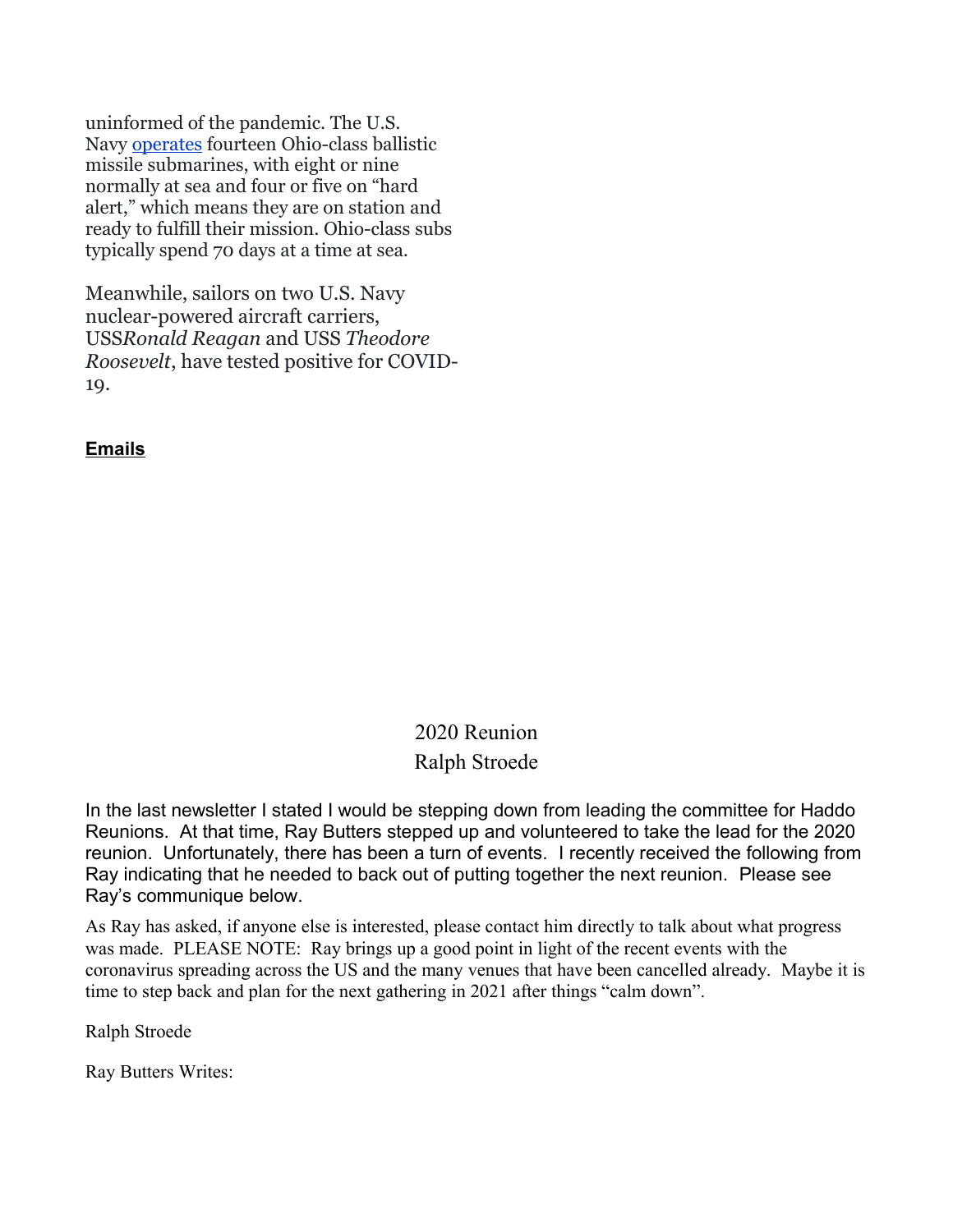uninformed of the pandemic. The U.S. Navy [operates](operates) fourteen Ohio-class ballistic missile submarines, with eight or nine normally at sea and four or five on "hard alert," which means they are on station and ready to fulfill their mission. Ohio-class subs typically spend 70 days at a time at sea.

Meanwhile, sailors on two U.S. Navy nuclear-powered aircraft carriers, USS*Ronald Reagan* and USS *Theodore Roosevelt*, have tested positive for COVID-19.

**Emails**

## 2020 Reunion
## Ralph Stroede

In the last newsletter I stated I would be stepping down from leading the committee for Haddo Reunions. At that time, Ray Butters stepped up and volunteered to take the lead for the 2020 reunion. Unfortunately, there has been a turn of events. I recently received the following from Ray indicating that he needed to back out of putting together the next reunion. Please see Ray's communique below.

As Ray has asked, if anyone else is interested, please contact him directly to talk about what progress was made. PLEASE NOTE: Ray brings up a good point in light of the recent events with the coronavirus spreading across the US and the many venues that have been cancelled already. Maybe it is time to step back and plan for the next gathering in 2021 after things "calm down".

Ralph Stroede

Ray Butters Writes: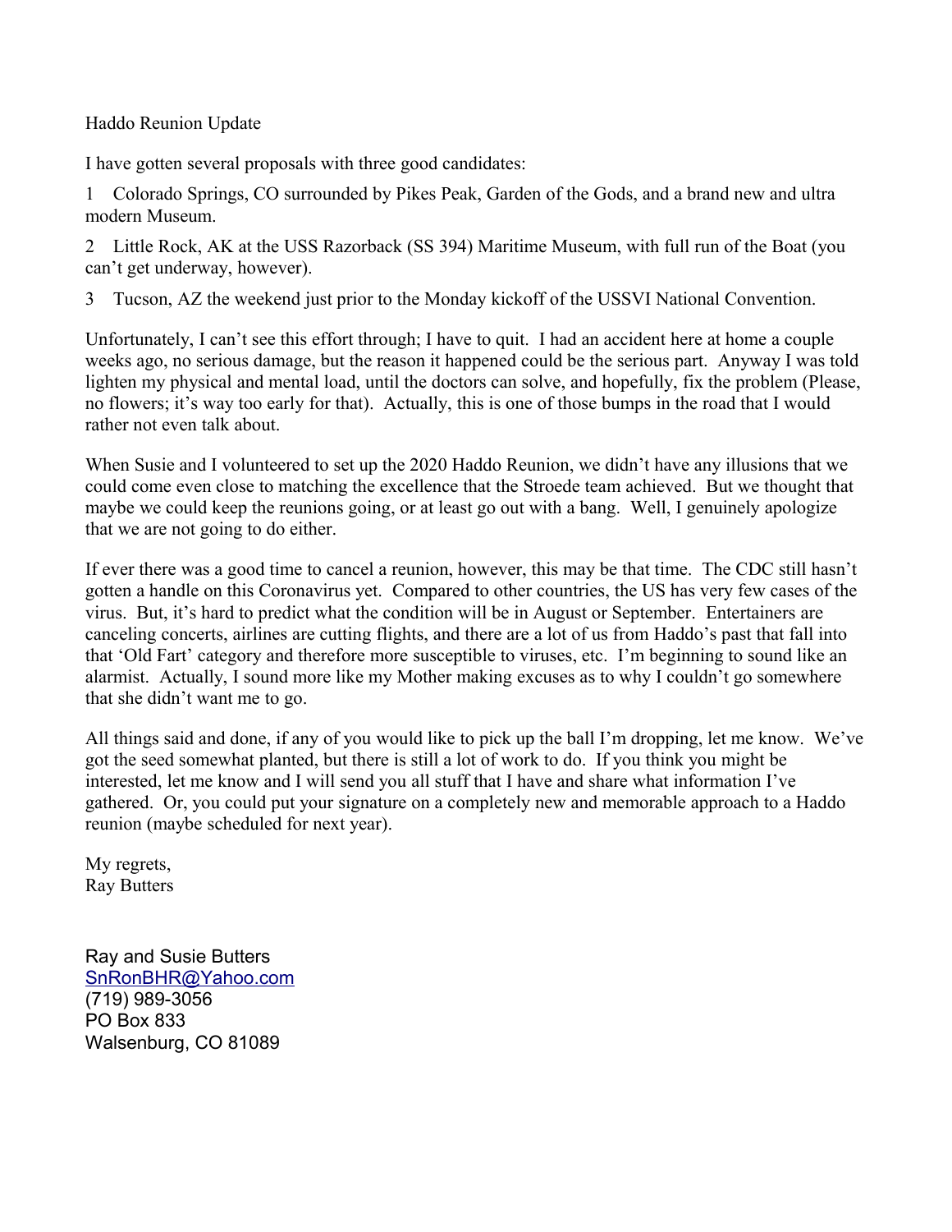Haddo Reunion Update

I have gotten several proposals with three good candidates:

1 Colorado Springs, CO surrounded by Pikes Peak, Garden of the Gods, and a brand new and ultra modern Museum.

2 Little Rock, AK at the USS Razorback (SS 394) Maritime Museum, with full run of the Boat (you can't get underway, however).

3 Tucson, AZ the weekend just prior to the Monday kickoff of the USSVI National Convention.

Unfortunately, I can't see this effort through; I have to quit. I had an accident here at home a couple weeks ago, no serious damage, but the reason it happened could be the serious part. Anyway I was told lighten my physical and mental load, until the doctors can solve, and hopefully, fix the problem (Please, no flowers; it's way too early for that). Actually, this is one of those bumps in the road that I would rather not even talk about.

When Susie and I volunteered to set up the 2020 Haddo Reunion, we didn't have any illusions that we could come even close to matching the excellence that the Stroede team achieved. But we thought that maybe we could keep the reunions going, or at least go out with a bang. Well, I genuinely apologize that we are not going to do either.

If ever there was a good time to cancel a reunion, however, this may be that time. The CDC still hasn't gotten a handle on this Coronavirus yet. Compared to other countries, the US has very few cases of the virus. But, it's hard to predict what the condition will be in August or September. Entertainers are canceling concerts, airlines are cutting flights, and there are a lot of us from Haddo's past that fall into that 'Old Fart' category and therefore more susceptible to viruses, etc. I'm beginning to sound like an alarmist. Actually, I sound more like my Mother making excuses as to why I couldn't go somewhere that she didn't want me to go.

All things said and done, if any of you would like to pick up the ball I'm dropping, let me know. We've got the seed somewhat planted, but there is still a lot of work to do. If you think you might be interested, let me know and I will send you all stuff that I have and share what information I've gathered. Or, you could put your signature on a completely new and memorable approach to a Haddo reunion (maybe scheduled for next year).

My regrets,
Ray Butters

Ray and Susie Butters
SnRonBHR@Yahoo.com
(719) 989-3056
PO Box 833
Walsenburg, CO 81089